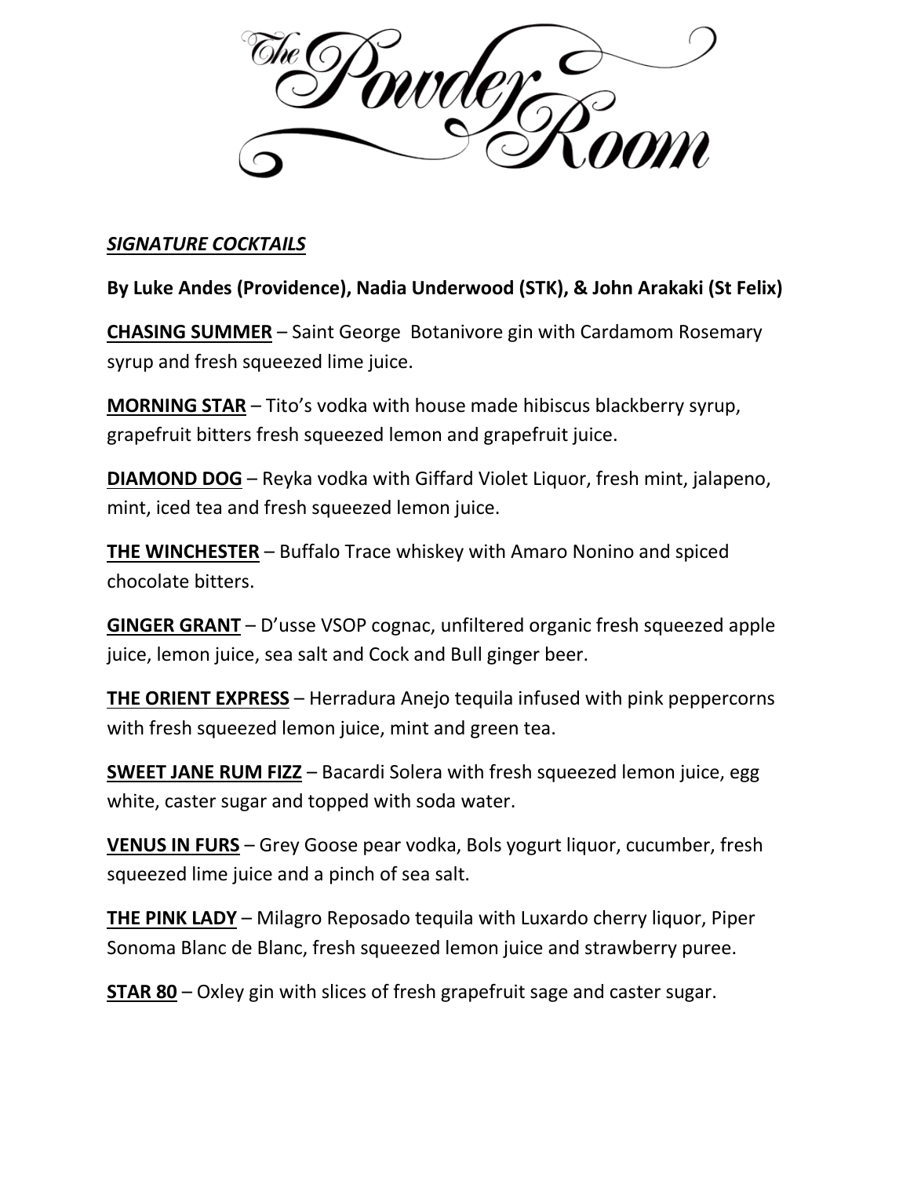# The Powder Room

***SIGNATURE COCKTAILS***

**By Luke Andes (Providence), Nadia Underwood (STK), & John Arakaki (St Felix)**

**CHASING SUMMER** – Saint George  Botanivore gin with Cardamom Rosemary syrup and fresh squeezed lime juice.

**MORNING STAR** – Tito's vodka with house made hibiscus blackberry syrup, grapefruit bitters fresh squeezed lemon and grapefruit juice.

**DIAMOND DOG** – Reyka vodka with Giffard Violet Liquor, fresh mint, jalapeno, mint, iced tea and fresh squeezed lemon juice.

**THE WINCHESTER** – Buffalo Trace whiskey with Amaro Nonino and spiced chocolate bitters.

**GINGER GRANT** – D'usse VSOP cognac, unfiltered organic fresh squeezed apple juice, lemon juice, sea salt and Cock and Bull ginger beer.

**THE ORIENT EXPRESS** – Herradura Anejo tequila infused with pink peppercorns with fresh squeezed lemon juice, mint and green tea.

**SWEET JANE RUM FIZZ** – Bacardi Solera with fresh squeezed lemon juice, egg white, caster sugar and topped with soda water.

**VENUS IN FURS** – Grey Goose pear vodka, Bols yogurt liquor, cucumber, fresh squeezed lime juice and a pinch of sea salt.

**THE PINK LADY** – Milagro Reposado tequila with Luxardo cherry liquor, Piper Sonoma Blanc de Blanc, fresh squeezed lemon juice and strawberry puree.

**STAR 80** – Oxley gin with slices of fresh grapefruit sage and caster sugar.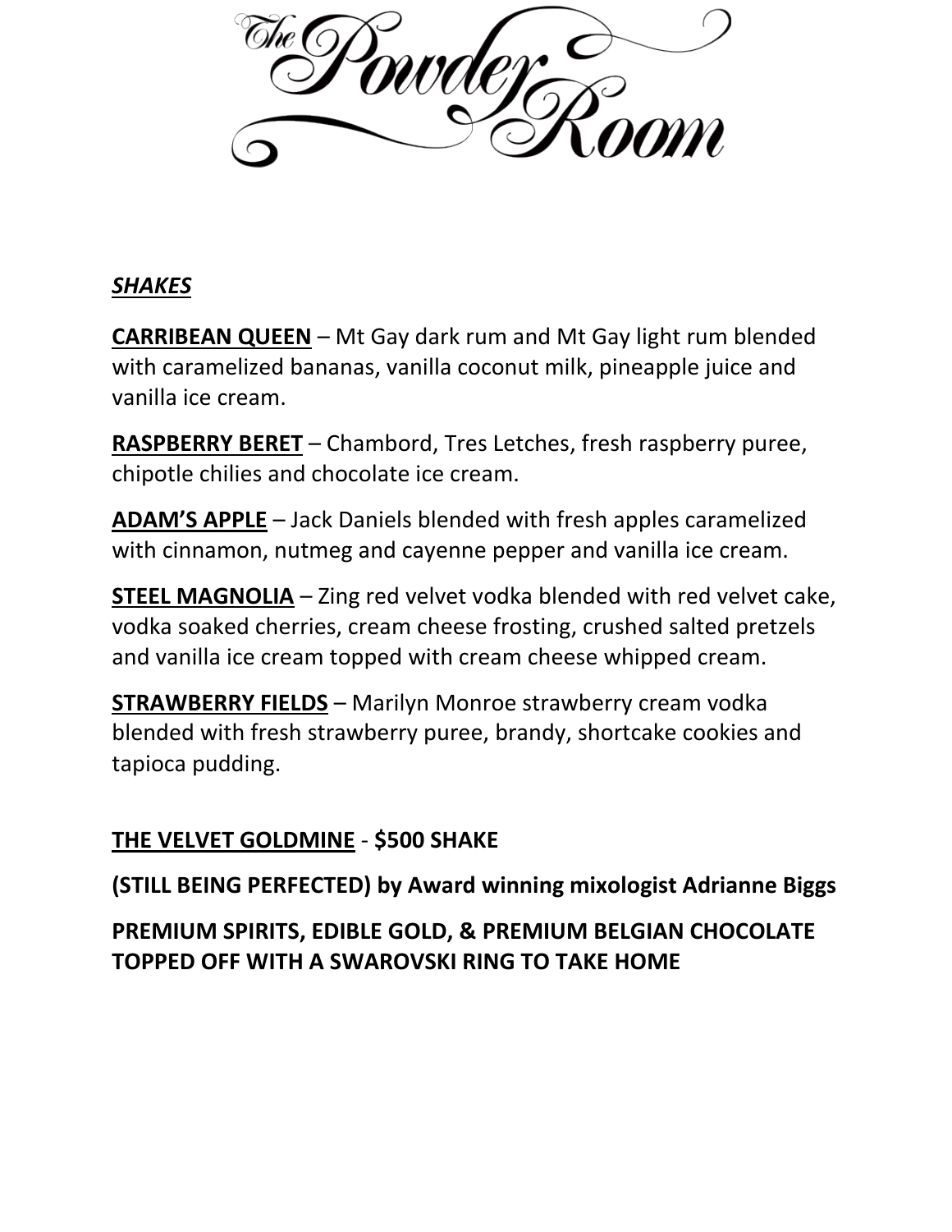# The Powder Room

***SHAKES***

**CARRIBEAN QUEEN** – Mt Gay dark rum and Mt Gay light rum blended with caramelized bananas, vanilla coconut milk, pineapple juice and vanilla ice cream.

**RASPBERRY BERET** – Chambord, Tres Letches, fresh raspberry puree, chipotle chilies and chocolate ice cream.

**ADAM'S APPLE** – Jack Daniels blended with fresh apples caramelized with cinnamon, nutmeg and cayenne pepper and vanilla ice cream.

**STEEL MAGNOLIA** – Zing red velvet vodka blended with red velvet cake, vodka soaked cherries, cream cheese frosting, crushed salted pretzels and vanilla ice cream topped with cream cheese whipped cream.

**STRAWBERRY FIELDS** – Marilyn Monroe strawberry cream vodka blended with fresh strawberry puree, brandy, shortcake cookies and tapioca pudding.

**THE VELVET GOLDMINE - $500 SHAKE**

**(STILL BEING PERFECTED) by Award winning mixologist Adrianne Biggs**

**PREMIUM SPIRITS, EDIBLE GOLD, & PREMIUM BELGIAN CHOCOLATE TOPPED OFF WITH A SWAROVSKI RING TO TAKE HOME**